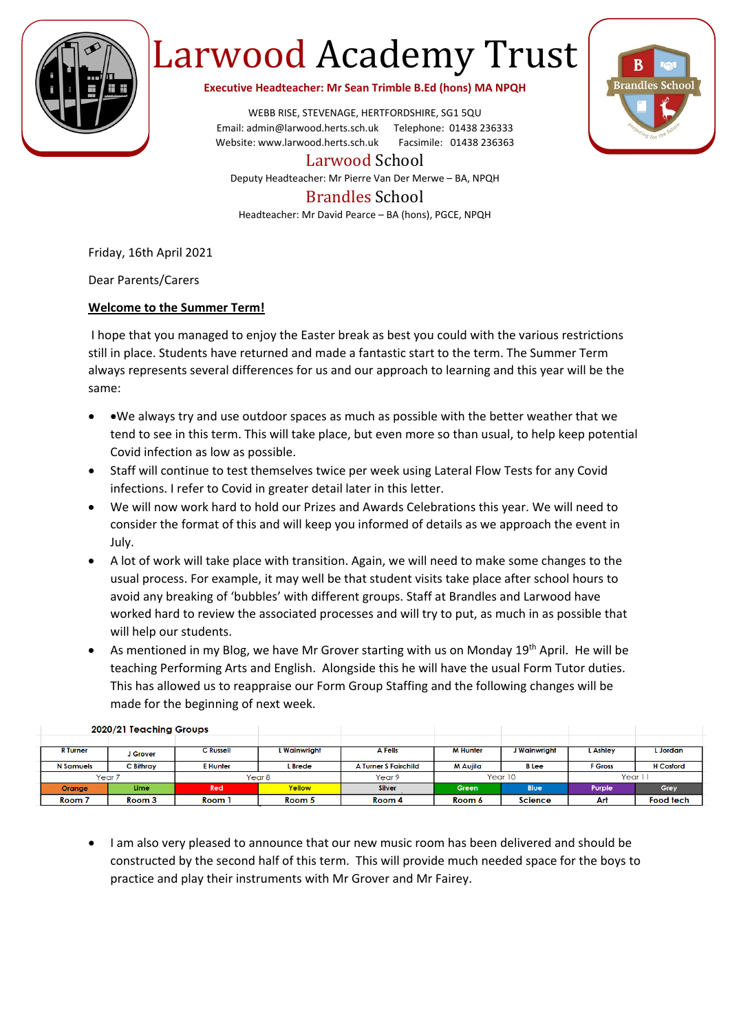# Larwood Academy Trust

**Executive Headteacher: Mr Sean Trimble B.Ed (hons) MA NPQH**

WEBB RISE, STEVENAGE, HERTFORDSHIRE, SG1 5QU
Email: admin@larwood.herts.sch.uk Telephone: 01438 236333
Website: www.larwood.herts.sch.uk Facsimile: 01438 236363

## Larwood School

Deputy Headteacher: Mr Pierre Van Der Merwe – BA, NPQH

## Brandles School

Headteacher: Mr David Pearce – BA (hons), PGCE, NPQH

Friday, 16th April 2021

Dear Parents/Carers

**Welcome to the Summer Term!**

I hope that you managed to enjoy the Easter break as best you could with the various restrictions still in place. Students have returned and made a fantastic start to the term. The Summer Term always represents several differences for us and our approach to learning and this year will be the same:

- •We always try and use outdoor spaces as much as possible with the better weather that we tend to see in this term. This will take place, but even more so than usual, to help keep potential Covid infection as low as possible.
- Staff will continue to test themselves twice per week using Lateral Flow Tests for any Covid infections. I refer to Covid in greater detail later in this letter.
- We will now work hard to hold our Prizes and Awards Celebrations this year. We will need to consider the format of this and will keep you informed of details as we approach the event in July.
- A lot of work will take place with transition. Again, we will need to make some changes to the usual process. For example, it may well be that student visits take place after school hours to avoid any breaking of 'bubbles' with different groups. Staff at Brandles and Larwood have worked hard to review the associated processes and will try to put, as much in as possible that will help our students.
- As mentioned in my Blog, we have Mr Grover starting with us on Monday 19th April. He will be teaching Performing Arts and English. Alongside this he will have the usual Form Tutor duties. This has allowed us to reappraise our Form Group Staffing and the following changes will be made for the beginning of next week.

**2020/21 Teaching Groups**

| R Turner | J Grover | C Russell | L Wainwright | A Fells | M Hunter | J Wainwright | L Ashley | L Jordan |
|---|---|---|---|---|---|---|---|---|
| N Samuels | C Bithray | E Hunter | L Brede | A Turner S Fairchild | M Aujila | B Lee | F Gross | H Cosford |
| Year 7 | | Year 8 | | Year 9 | Year 10 | | Year 11 | |
| Orange | Lime | Red | Yellow | Silver | Green | Blue | Purple | Grey |
| Room 7 | Room 3 | Room 1 | Room 5 | Room 4 | Room 6 | Science | Art | Food tech |

- I am also very pleased to announce that our new music room has been delivered and should be constructed by the second half of this term. This will provide much needed space for the boys to practice and play their instruments with Mr Grover and Mr Fairey.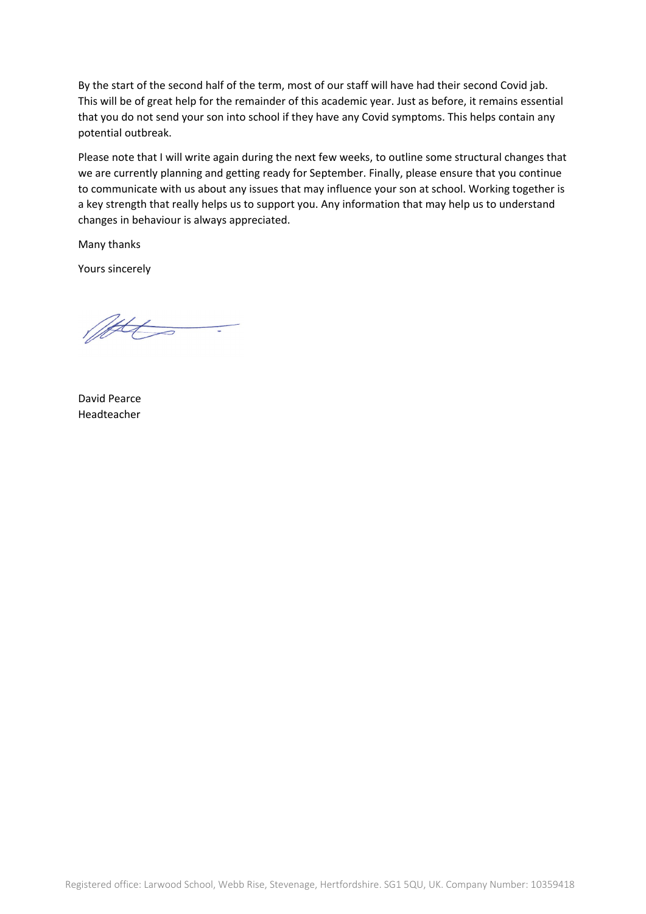By the start of the second half of the term, most of our staff will have had their second Covid jab. This will be of great help for the remainder of this academic year. Just as before, it remains essential that you do not send your son into school if they have any Covid symptoms. This helps contain any potential outbreak.

Please note that I will write again during the next few weeks, to outline some structural changes that we are currently planning and getting ready for September. Finally, please ensure that you continue to communicate with us about any issues that may influence your son at school. Working together is a key strength that really helps us to support you. Any information that may help us to understand changes in behaviour is always appreciated.

Many thanks

Yours sincerely

David Pearce
Headteacher

Registered office: Larwood School, Webb Rise, Stevenage, Hertfordshire. SG1 5QU, UK. Company Number: 10359418